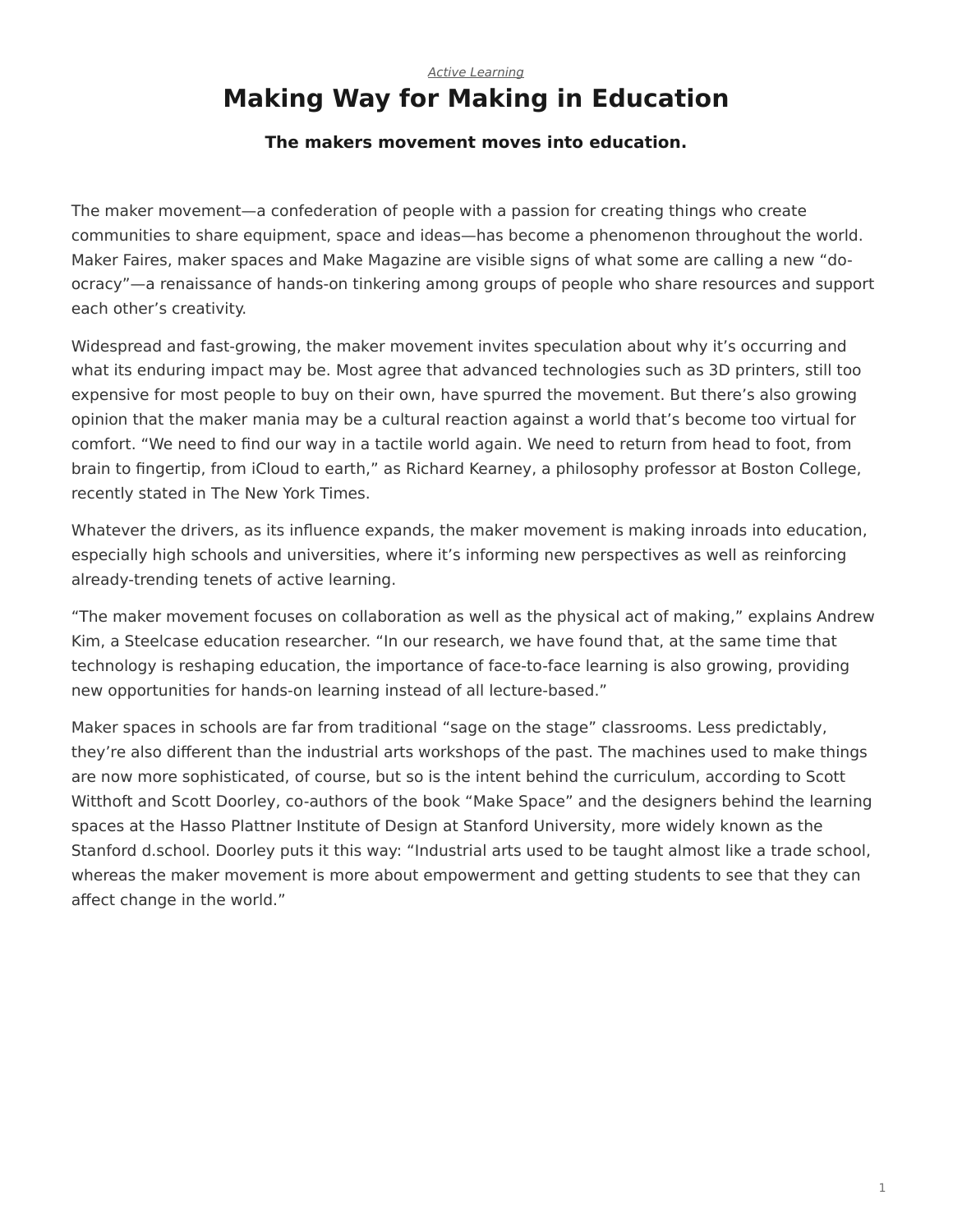*Active Learning*

# Making Way for Making in Education

**The makers movement moves into education.**

The maker movement—a confederation of people with a passion for creating things who create communities to share equipment, space and ideas—has become a phenomenon throughout the world. Maker Faires, maker spaces and Make Magazine are visible signs of what some are calling a new "do-ocracy"—a renaissance of hands-on tinkering among groups of people who share resources and support each other's creativity.

Widespread and fast-growing, the maker movement invites speculation about why it's occurring and what its enduring impact may be. Most agree that advanced technologies such as 3D printers, still too expensive for most people to buy on their own, have spurred the movement. But there's also growing opinion that the maker mania may be a cultural reaction against a world that's become too virtual for comfort. "We need to find our way in a tactile world again. We need to return from head to foot, from brain to fingertip, from iCloud to earth," as Richard Kearney, a philosophy professor at Boston College, recently stated in The New York Times.

Whatever the drivers, as its influence expands, the maker movement is making inroads into education, especially high schools and universities, where it's informing new perspectives as well as reinforcing already-trending tenets of active learning.

"The maker movement focuses on collaboration as well as the physical act of making," explains Andrew Kim, a Steelcase education researcher. "In our research, we have found that, at the same time that technology is reshaping education, the importance of face-to-face learning is also growing, providing new opportunities for hands-on learning instead of all lecture-based."

Maker spaces in schools are far from traditional "sage on the stage" classrooms. Less predictably, they're also different than the industrial arts workshops of the past. The machines used to make things are now more sophisticated, of course, but so is the intent behind the curriculum, according to Scott Witthoft and Scott Doorley, co-authors of the book "Make Space" and the designers behind the learning spaces at the Hasso Plattner Institute of Design at Stanford University, more widely known as the Stanford d.school. Doorley puts it this way: "Industrial arts used to be taught almost like a trade school, whereas the maker movement is more about empowerment and getting students to see that they can affect change in the world."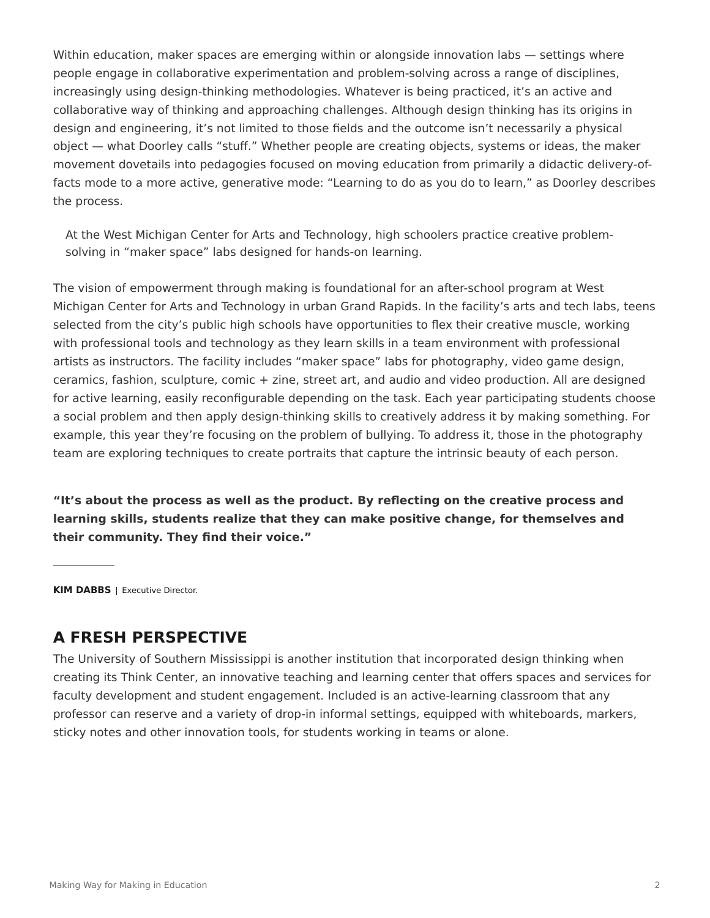Within education, maker spaces are emerging within or alongside innovation labs — settings where people engage in collaborative experimentation and problem-solving across a range of disciplines, increasingly using design-thinking methodologies. Whatever is being practiced, it's an active and collaborative way of thinking and approaching challenges. Although design thinking has its origins in design and engineering, it's not limited to those fields and the outcome isn't necessarily a physical object — what Doorley calls "stuff." Whether people are creating objects, systems or ideas, the maker movement dovetails into pedagogies focused on moving education from primarily a didactic delivery-of-facts mode to a more active, generative mode: "Learning to do as you do to learn," as Doorley describes the process.

At the West Michigan Center for Arts and Technology, high schoolers practice creative problem-solving in "maker space" labs designed for hands-on learning.

The vision of empowerment through making is foundational for an after-school program at West Michigan Center for Arts and Technology in urban Grand Rapids. In the facility's arts and tech labs, teens selected from the city's public high schools have opportunities to flex their creative muscle, working with professional tools and technology as they learn skills in a team environment with professional artists as instructors. The facility includes "maker space" labs for photography, video game design, ceramics, fashion, sculpture, comic + zine, street art, and audio and video production. All are designed for active learning, easily reconfigurable depending on the task. Each year participating students choose a social problem and then apply design-thinking skills to creatively address it by making something. For example, this year they're focusing on the problem of bullying. To address it, those in the photography team are exploring techniques to create portraits that capture the intrinsic beauty of each person.

**"It's about the process as well as the product. By reflecting on the creative process and learning skills, students realize that they can make positive change, for themselves and their community. They find their voice."**

**KIM DABBS** | Executive Director.

## A FRESH PERSPECTIVE

The University of Southern Mississippi is another institution that incorporated design thinking when creating its Think Center, an innovative teaching and learning center that offers spaces and services for faculty development and student engagement. Included is an active-learning classroom that any professor can reserve and a variety of drop-in informal settings, equipped with whiteboards, markers, sticky notes and other innovation tools, for students working in teams or alone.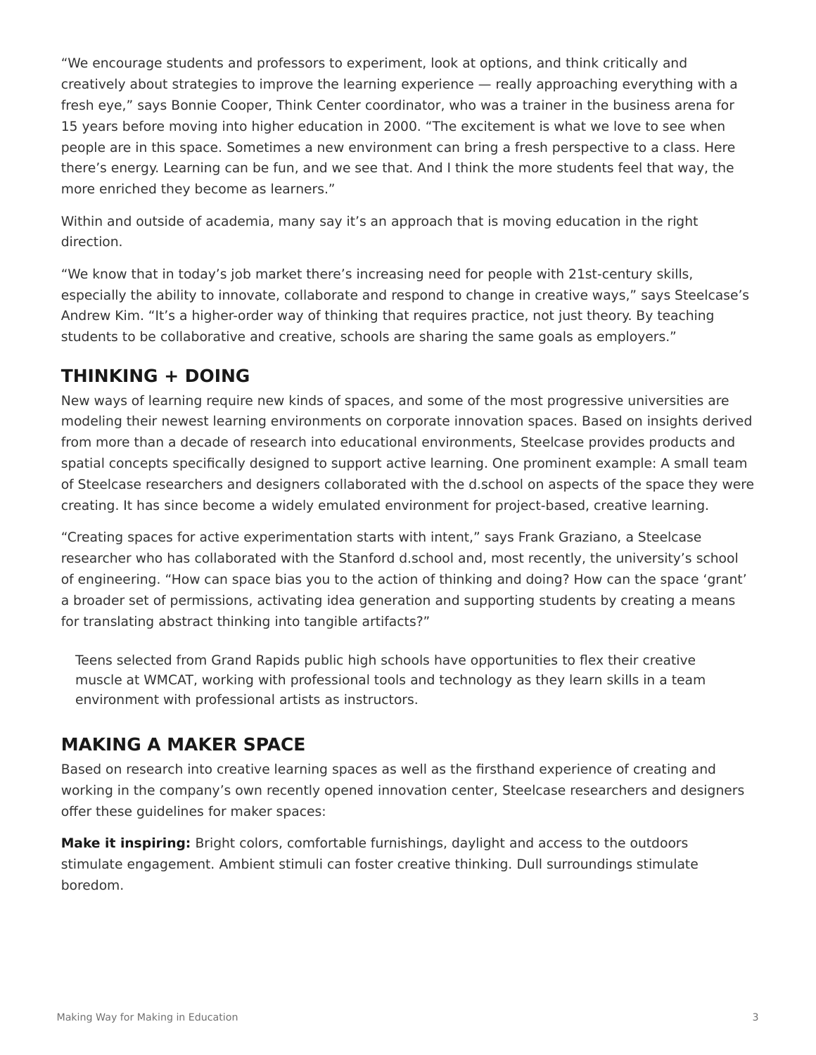"We encourage students and professors to experiment, look at options, and think critically and creatively about strategies to improve the learning experience — really approaching everything with a fresh eye," says Bonnie Cooper, Think Center coordinator, who was a trainer in the business arena for 15 years before moving into higher education in 2000. "The excitement is what we love to see when people are in this space. Sometimes a new environment can bring a fresh perspective to a class. Here there's energy. Learning can be fun, and we see that. And I think the more students feel that way, the more enriched they become as learners."

Within and outside of academia, many say it's an approach that is moving education in the right direction.

"We know that in today's job market there's increasing need for people with 21st-century skills, especially the ability to innovate, collaborate and respond to change in creative ways," says Steelcase's Andrew Kim. "It's a higher-order way of thinking that requires practice, not just theory. By teaching students to be collaborative and creative, schools are sharing the same goals as employers."

## THINKING + DOING

New ways of learning require new kinds of spaces, and some of the most progressive universities are modeling their newest learning environments on corporate innovation spaces. Based on insights derived from more than a decade of research into educational environments, Steelcase provides products and spatial concepts specifically designed to support active learning. One prominent example: A small team of Steelcase researchers and designers collaborated with the d.school on aspects of the space they were creating. It has since become a widely emulated environment for project-based, creative learning.

"Creating spaces for active experimentation starts with intent," says Frank Graziano, a Steelcase researcher who has collaborated with the Stanford d.school and, most recently, the university's school of engineering. "How can space bias you to the action of thinking and doing? How can the space 'grant' a broader set of permissions, activating idea generation and supporting students by creating a means for translating abstract thinking into tangible artifacts?"

Teens selected from Grand Rapids public high schools have opportunities to flex their creative muscle at WMCAT, working with professional tools and technology as they learn skills in a team environment with professional artists as instructors.

## MAKING A MAKER SPACE

Based on research into creative learning spaces as well as the firsthand experience of creating and working in the company's own recently opened innovation center, Steelcase researchers and designers offer these guidelines for maker spaces:

**Make it inspiring:** Bright colors, comfortable furnishings, daylight and access to the outdoors stimulate engagement. Ambient stimuli can foster creative thinking. Dull surroundings stimulate boredom.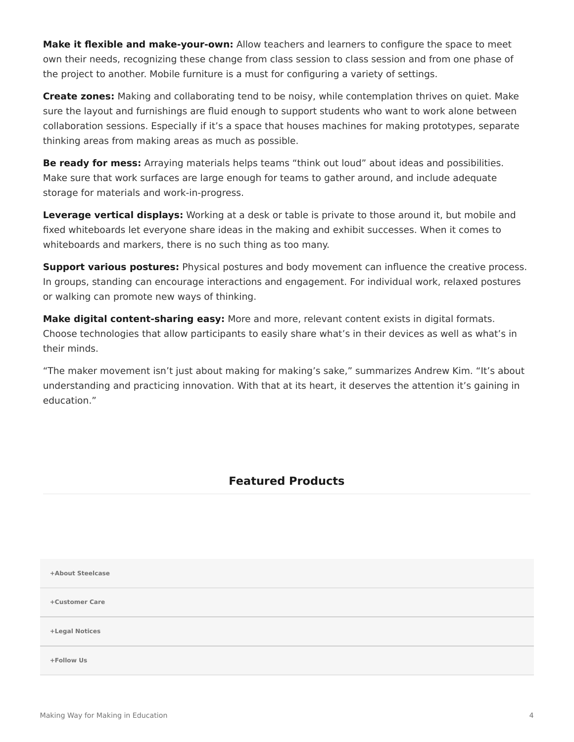**Make it flexible and make-your-own:** Allow teachers and learners to configure the space to meet own their needs, recognizing these change from class session to class session and from one phase of the project to another. Mobile furniture is a must for configuring a variety of settings.

**Create zones:** Making and collaborating tend to be noisy, while contemplation thrives on quiet. Make sure the layout and furnishings are fluid enough to support students who want to work alone between collaboration sessions. Especially if it's a space that houses machines for making prototypes, separate thinking areas from making areas as much as possible.

**Be ready for mess:** Arraying materials helps teams "think out loud" about ideas and possibilities. Make sure that work surfaces are large enough for teams to gather around, and include adequate storage for materials and work-in-progress.

**Leverage vertical displays:** Working at a desk or table is private to those around it, but mobile and fixed whiteboards let everyone share ideas in the making and exhibit successes. When it comes to whiteboards and markers, there is no such thing as too many.

**Support various postures:** Physical postures and body movement can influence the creative process. In groups, standing can encourage interactions and engagement. For individual work, relaxed postures or walking can promote new ways of thinking.

**Make digital content-sharing easy:** More and more, relevant content exists in digital formats. Choose technologies that allow participants to easily share what's in their devices as well as what's in their minds.

"The maker movement isn't just about making for making's sake," summarizes Andrew Kim. "It's about understanding and practicing innovation. With that at its heart, it deserves the attention it's gaining in education."

## Featured Products

**+About Steelcase**

**+Customer Care**

**+Legal Notices**

**+Follow Us**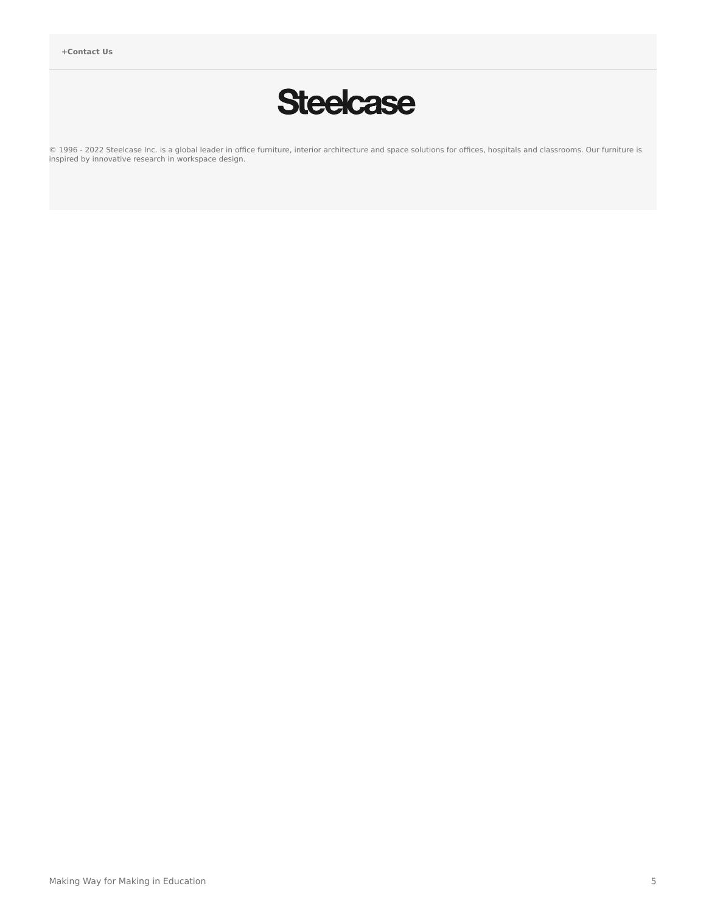**+Contact Us**

Steelcase

© 1996 - 2022 Steelcase Inc. is a global leader in office furniture, interior architecture and space solutions for offices, hospitals and classrooms. Our furniture is inspired by innovative research in workspace design.